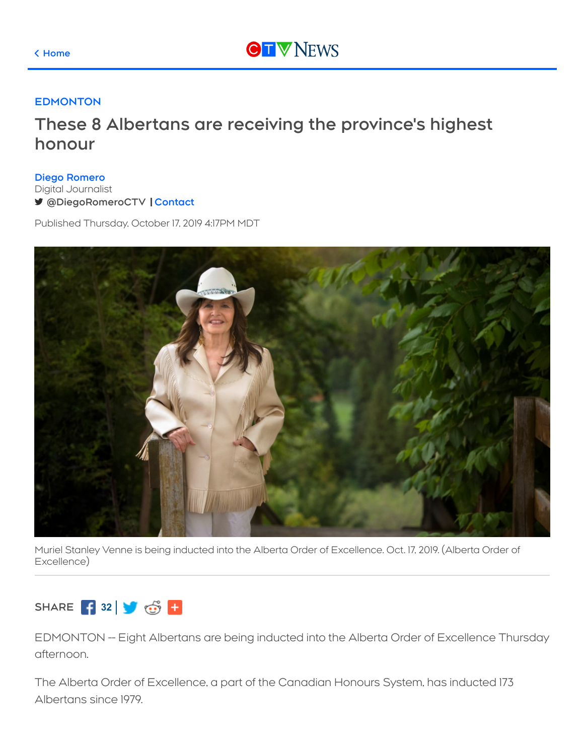< Home

EDMONTON

# These 8 Albertans are receiving the province's highest honour

Diego Romero
Digital Journalist
@DiegoRomeroCTV | Contact

Published Thursday, October 17, 2019 4:17PM MDT

Muriel Stanley Venne is being inducted into the Alberta Order of Excellence. Oct. 17, 2019. (Alberta Order of Excellence)

SHARE 32

EDMONTON -- Eight Albertans are being inducted into the Alberta Order of Excellence Thursday afternoon.

The Alberta Order of Excellence, a part of the Canadian Honours System, has inducted 173 Albertans since 1979.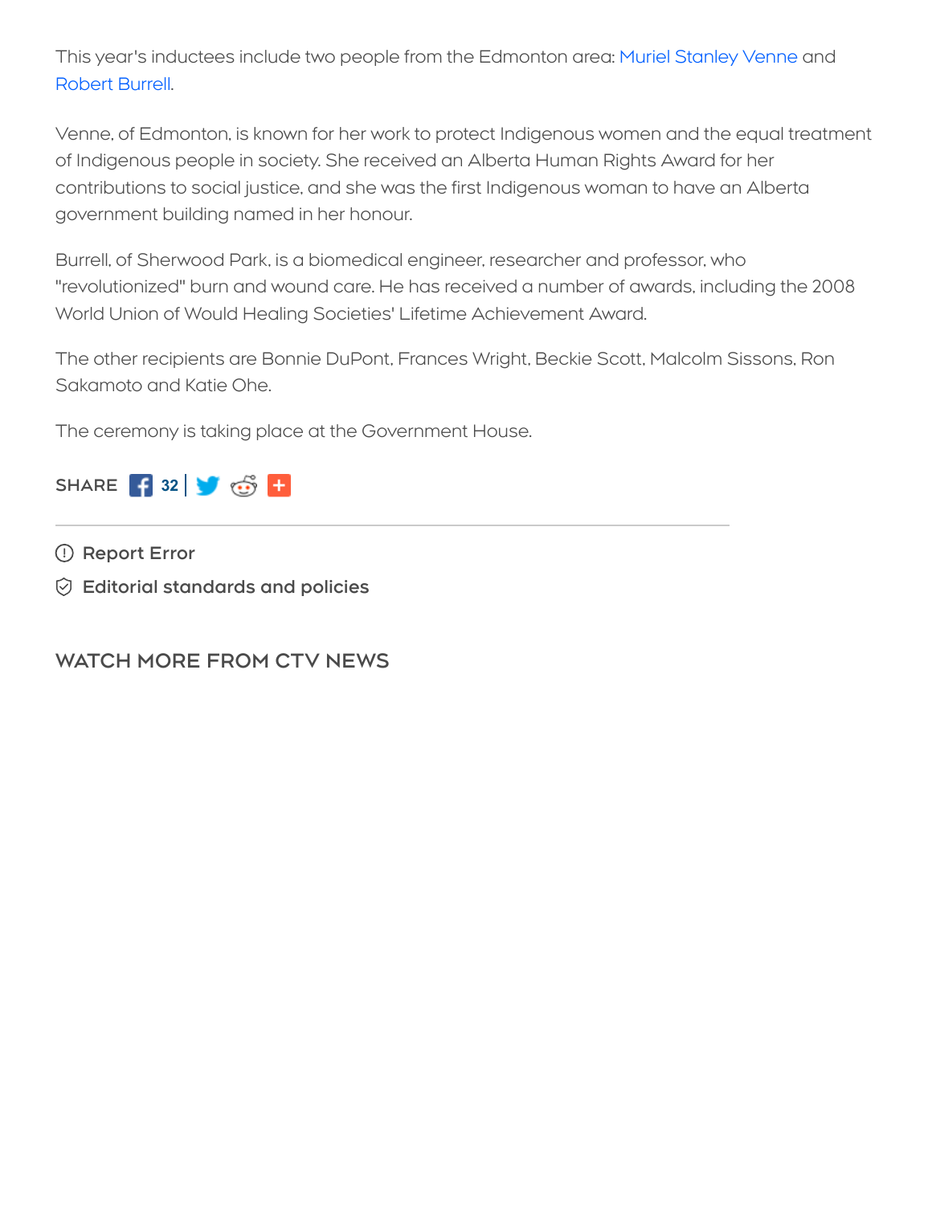This year's inductees include two people from the Edmonton area: Muriel Stanley Venne and Robert Burrell.

Venne, of Edmonton, is known for her work to protect Indigenous women and the equal treatment of Indigenous people in society. She received an Alberta Human Rights Award for her contributions to social justice, and she was the first Indigenous woman to have an Alberta government building named in her honour.

Burrell, of Sherwood Park, is a biomedical engineer, researcher and professor, who "revolutionized" burn and wound care. He has received a number of awards, including the 2008 World Union of Would Healing Societies' Lifetime Achievement Award.

The other recipients are Bonnie DuPont, Frances Wright, Beckie Scott, Malcolm Sissons, Ron Sakamoto and Katie Ohe.

The ceremony is taking place at the Government House.

SHARE 32

Report Error

Editorial standards and policies

WATCH MORE FROM CTV NEWS